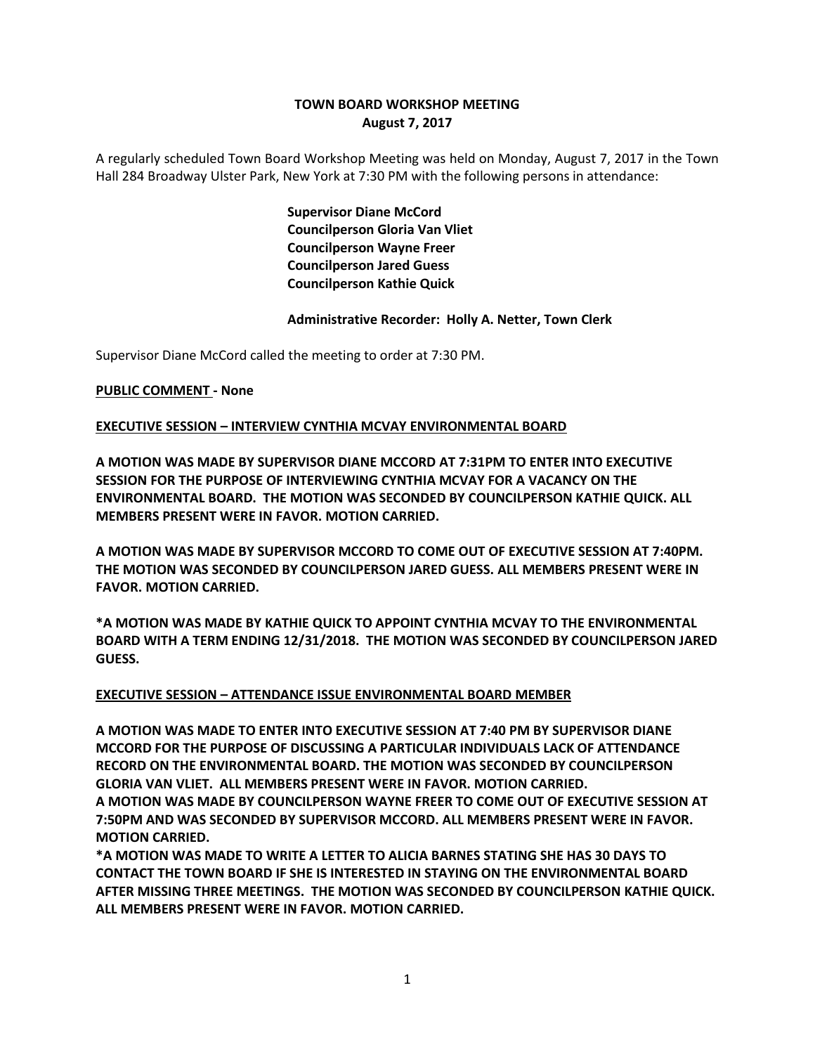# TOWN BOARD WORKSHOP MEETING
## August 7, 2017

A regularly scheduled Town Board Workshop Meeting was held on Monday, August 7, 2017 in the Town Hall 284 Broadway Ulster Park, New York at 7:30 PM with the following persons in attendance:

**Supervisor Diane McCord**
**Councilperson Gloria Van Vliet**
**Councilperson Wayne Freer**
**Councilperson Jared Guess**
**Councilperson Kathie Quick**

**Administrative Recorder: Holly A. Netter, Town Clerk**

Supervisor Diane McCord called the meeting to order at 7:30 PM.

**PUBLIC COMMENT - None**

**EXECUTIVE SESSION – INTERVIEW CYNTHIA MCVAY ENVIRONMENTAL BOARD**

**A MOTION WAS MADE BY SUPERVISOR DIANE MCCORD AT 7:31PM TO ENTER INTO EXECUTIVE SESSION FOR THE PURPOSE OF INTERVIEWING CYNTHIA MCVAY FOR A VACANCY ON THE ENVIRONMENTAL BOARD. THE MOTION WAS SECONDED BY COUNCILPERSON KATHIE QUICK. ALL MEMBERS PRESENT WERE IN FAVOR. MOTION CARRIED.**

**A MOTION WAS MADE BY SUPERVISOR MCCORD TO COME OUT OF EXECUTIVE SESSION AT 7:40PM. THE MOTION WAS SECONDED BY COUNCILPERSON JARED GUESS. ALL MEMBERS PRESENT WERE IN FAVOR. MOTION CARRIED.**

**\*A MOTION WAS MADE BY KATHIE QUICK TO APPOINT CYNTHIA MCVAY TO THE ENVIRONMENTAL BOARD WITH A TERM ENDING 12/31/2018. THE MOTION WAS SECONDED BY COUNCILPERSON JARED GUESS.**

**EXECUTIVE SESSION – ATTENDANCE ISSUE ENVIRONMENTAL BOARD MEMBER**

**A MOTION WAS MADE TO ENTER INTO EXECUTIVE SESSION AT 7:40 PM BY SUPERVISOR DIANE MCCORD FOR THE PURPOSE OF DISCUSSING A PARTICULAR INDIVIDUALS LACK OF ATTENDANCE RECORD ON THE ENVIRONMENTAL BOARD. THE MOTION WAS SECONDED BY COUNCILPERSON GLORIA VAN VLIET. ALL MEMBERS PRESENT WERE IN FAVOR. MOTION CARRIED.**
**A MOTION WAS MADE BY COUNCILPERSON WAYNE FREER TO COME OUT OF EXECUTIVE SESSION AT 7:50PM AND WAS SECONDED BY SUPERVISOR MCCORD. ALL MEMBERS PRESENT WERE IN FAVOR. MOTION CARRIED.**
**\*A MOTION WAS MADE TO WRITE A LETTER TO ALICIA BARNES STATING SHE HAS 30 DAYS TO CONTACT THE TOWN BOARD IF SHE IS INTERESTED IN STAYING ON THE ENVIRONMENTAL BOARD AFTER MISSING THREE MEETINGS. THE MOTION WAS SECONDED BY COUNCILPERSON KATHIE QUICK. ALL MEMBERS PRESENT WERE IN FAVOR. MOTION CARRIED.**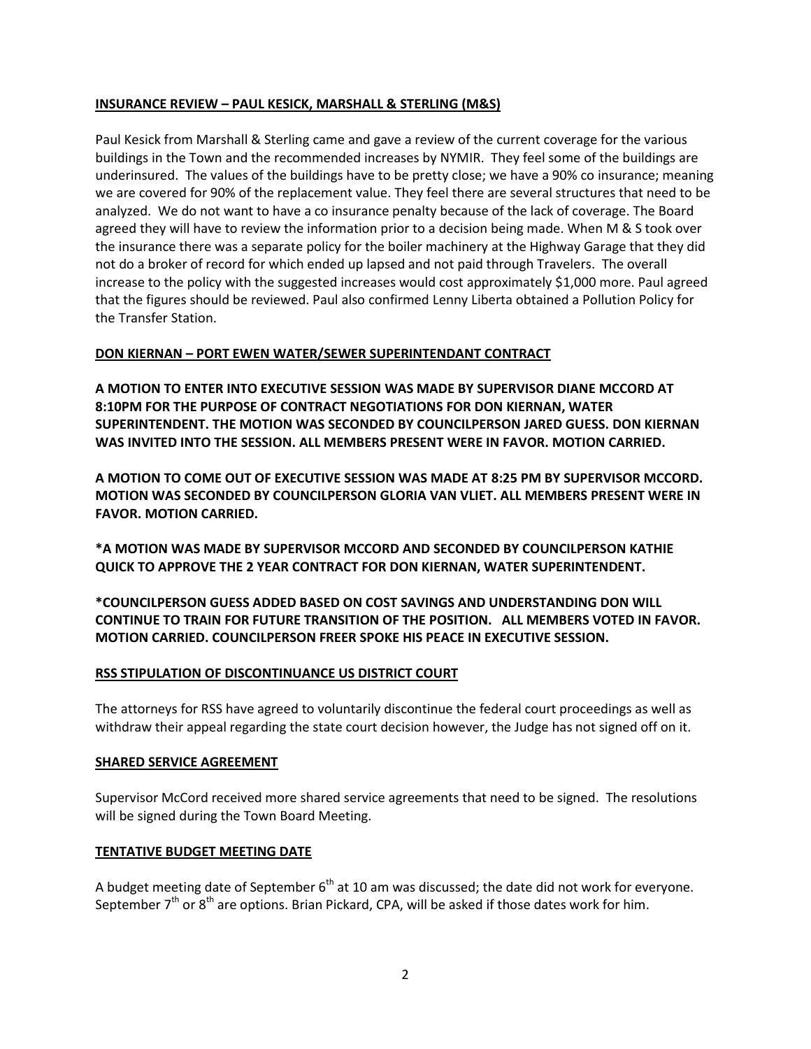## INSURANCE REVIEW – PAUL KESICK, MARSHALL & STERLING (M&S)

Paul Kesick from Marshall & Sterling came and gave a review of the current coverage for the various buildings in the Town and the recommended increases by NYMIR. They feel some of the buildings are underinsured. The values of the buildings have to be pretty close; we have a 90% co insurance; meaning we are covered for 90% of the replacement value. They feel there are several structures that need to be analyzed. We do not want to have a co insurance penalty because of the lack of coverage. The Board agreed they will have to review the information prior to a decision being made. When M & S took over the insurance there was a separate policy for the boiler machinery at the Highway Garage that they did not do a broker of record for which ended up lapsed and not paid through Travelers. The overall increase to the policy with the suggested increases would cost approximately $1,000 more. Paul agreed that the figures should be reviewed. Paul also confirmed Lenny Liberta obtained a Pollution Policy for the Transfer Station.

## DON KIERNAN – PORT EWEN WATER/SEWER SUPERINTENDANT CONTRACT

**A MOTION TO ENTER INTO EXECUTIVE SESSION WAS MADE BY SUPERVISOR DIANE MCCORD AT 8:10PM FOR THE PURPOSE OF CONTRACT NEGOTIATIONS FOR DON KIERNAN, WATER SUPERINTENDENT. THE MOTION WAS SECONDED BY COUNCILPERSON JARED GUESS. DON KIERNAN WAS INVITED INTO THE SESSION. ALL MEMBERS PRESENT WERE IN FAVOR. MOTION CARRIED.**

**A MOTION TO COME OUT OF EXECUTIVE SESSION WAS MADE AT 8:25 PM BY SUPERVISOR MCCORD. MOTION WAS SECONDED BY COUNCILPERSON GLORIA VAN VLIET. ALL MEMBERS PRESENT WERE IN FAVOR. MOTION CARRIED.**

**\*A MOTION WAS MADE BY SUPERVISOR MCCORD AND SECONDED BY COUNCILPERSON KATHIE QUICK TO APPROVE THE 2 YEAR CONTRACT FOR DON KIERNAN, WATER SUPERINTENDENT.**

**\*COUNCILPERSON GUESS ADDED BASED ON COST SAVINGS AND UNDERSTANDING DON WILL CONTINUE TO TRAIN FOR FUTURE TRANSITION OF THE POSITION. ALL MEMBERS VOTED IN FAVOR. MOTION CARRIED. COUNCILPERSON FREER SPOKE HIS PEACE IN EXECUTIVE SESSION.**

## RSS STIPULATION OF DISCONTINUANCE US DISTRICT COURT

The attorneys for RSS have agreed to voluntarily discontinue the federal court proceedings as well as withdraw their appeal regarding the state court decision however, the Judge has not signed off on it.

## SHARED SERVICE AGREEMENT

Supervisor McCord received more shared service agreements that need to be signed. The resolutions will be signed during the Town Board Meeting.

## TENTATIVE BUDGET MEETING DATE

A budget meeting date of September 6th at 10 am was discussed; the date did not work for everyone. September 7th or 8th are options. Brian Pickard, CPA, will be asked if those dates work for him.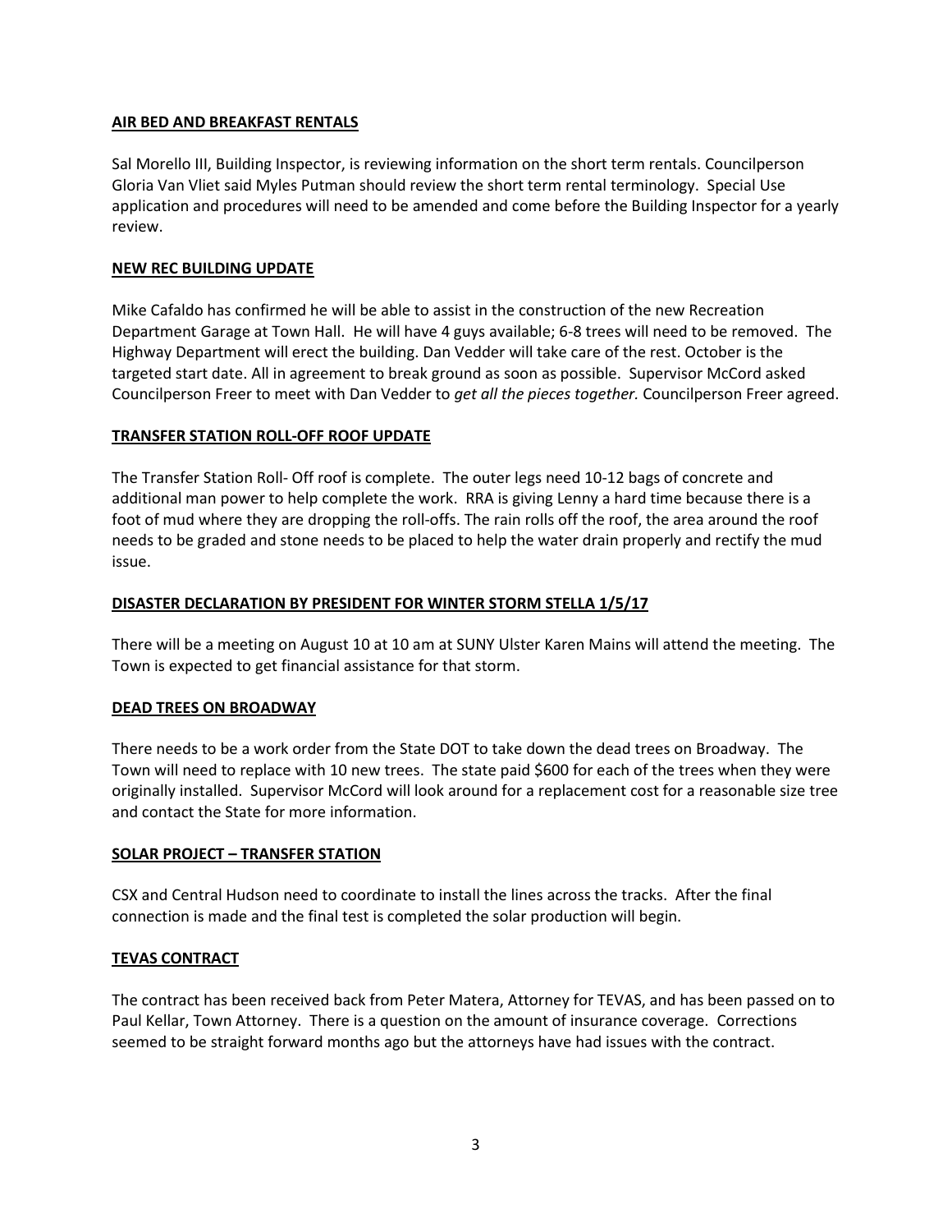**AIR BED AND BREAKFAST RENTALS**

Sal Morello III, Building Inspector, is reviewing information on the short term rentals. Councilperson Gloria Van Vliet said Myles Putman should review the short term rental terminology. Special Use application and procedures will need to be amended and come before the Building Inspector for a yearly review.

**NEW REC BUILDING UPDATE**

Mike Cafaldo has confirmed he will be able to assist in the construction of the new Recreation Department Garage at Town Hall. He will have 4 guys available; 6-8 trees will need to be removed. The Highway Department will erect the building. Dan Vedder will take care of the rest. October is the targeted start date. All in agreement to break ground as soon as possible. Supervisor McCord asked Councilperson Freer to meet with Dan Vedder to *get all the pieces together.* Councilperson Freer agreed.

**TRANSFER STATION ROLL-OFF ROOF UPDATE**

The Transfer Station Roll- Off roof is complete. The outer legs need 10-12 bags of concrete and additional man power to help complete the work. RRA is giving Lenny a hard time because there is a foot of mud where they are dropping the roll-offs. The rain rolls off the roof, the area around the roof needs to be graded and stone needs to be placed to help the water drain properly and rectify the mud issue.

**DISASTER DECLARATION BY PRESIDENT FOR WINTER STORM STELLA 1/5/17**

There will be a meeting on August 10 at 10 am at SUNY Ulster Karen Mains will attend the meeting. The Town is expected to get financial assistance for that storm.

**DEAD TREES ON BROADWAY**

There needs to be a work order from the State DOT to take down the dead trees on Broadway. The Town will need to replace with 10 new trees. The state paid $600 for each of the trees when they were originally installed. Supervisor McCord will look around for a replacement cost for a reasonable size tree and contact the State for more information.

**SOLAR PROJECT – TRANSFER STATION**

CSX and Central Hudson need to coordinate to install the lines across the tracks. After the final connection is made and the final test is completed the solar production will begin.

**TEVAS CONTRACT**

The contract has been received back from Peter Matera, Attorney for TEVAS, and has been passed on to Paul Kellar, Town Attorney. There is a question on the amount of insurance coverage. Corrections seemed to be straight forward months ago but the attorneys have had issues with the contract.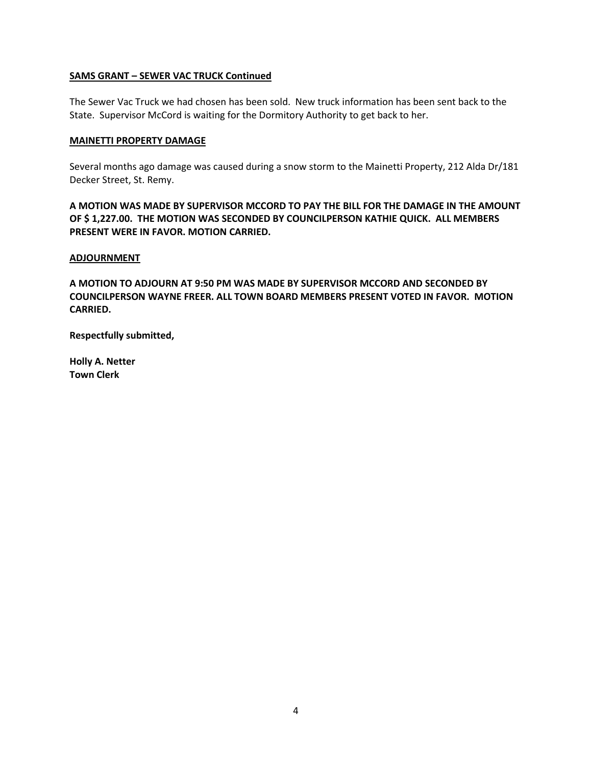**SAMS GRANT – SEWER VAC TRUCK Continued**

The Sewer Vac Truck we had chosen has been sold. New truck information has been sent back to the State. Supervisor McCord is waiting for the Dormitory Authority to get back to her.

**MAINETTI PROPERTY DAMAGE**

Several months ago damage was caused during a snow storm to the Mainetti Property, 212 Alda Dr/181 Decker Street, St. Remy.

**A MOTION WAS MADE BY SUPERVISOR MCCORD TO PAY THE BILL FOR THE DAMAGE IN THE AMOUNT OF $ 1,227.00. THE MOTION WAS SECONDED BY COUNCILPERSON KATHIE QUICK. ALL MEMBERS PRESENT WERE IN FAVOR. MOTION CARRIED.**

**ADJOURNMENT**

**A MOTION TO ADJOURN AT 9:50 PM WAS MADE BY SUPERVISOR MCCORD AND SECONDED BY COUNCILPERSON WAYNE FREER. ALL TOWN BOARD MEMBERS PRESENT VOTED IN FAVOR. MOTION CARRIED.**

**Respectfully submitted,**

**Holly A. Netter**
**Town Clerk**